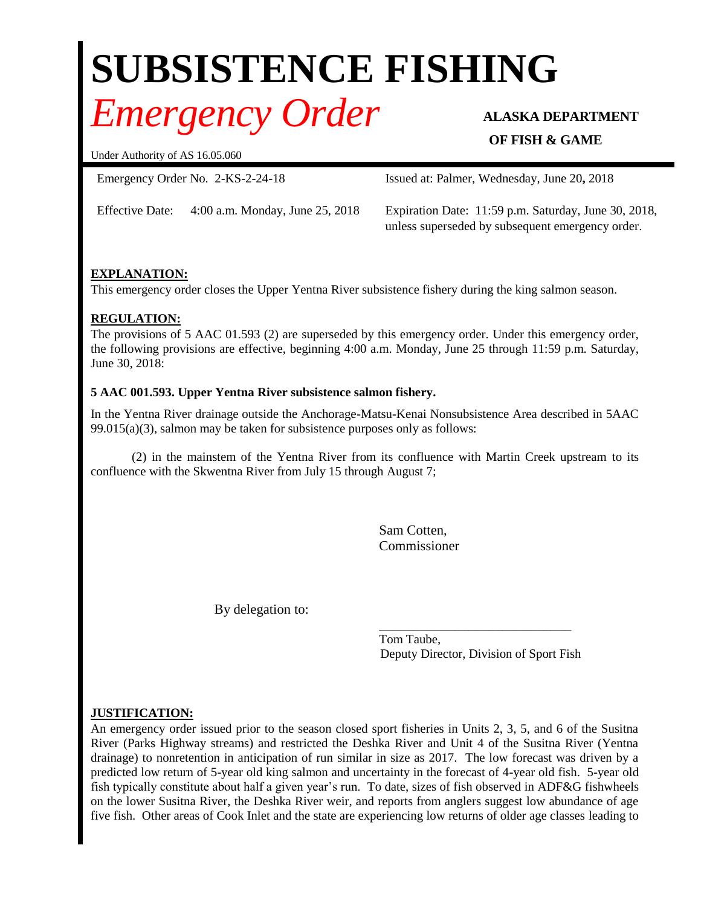# SUBSISTENCE FISHING

## *Emergency Order*

**ALASKA DEPARTMENT OF FISH & GAME**

Under Authority of AS 16.05.060

Emergency Order No. 2-KS-2-24-18

Issued at: Palmer, Wednesday, June 20**,** 2018

Effective Date: 4:00 a.m. Monday, June 25, 2018

Expiration Date: 11:59 p.m. Saturday, June 30, 2018, unless superseded by subsequent emergency order.

**EXPLANATION:**

This emergency order closes the Upper Yentna River subsistence fishery during the king salmon season.

**REGULATION:**

The provisions of 5 AAC 01.593 (2) are superseded by this emergency order. Under this emergency order, the following provisions are effective, beginning 4:00 a.m. Monday, June 25 through 11:59 p.m. Saturday, June 30, 2018:

**5 AAC 001.593. Upper Yentna River subsistence salmon fishery.**

In the Yentna River drainage outside the Anchorage-Matsu-Kenai Nonsubsistence Area described in 5AAC 99.015(a)(3), salmon may be taken for subsistence purposes only as follows:

(2) in the mainstem of the Yentna River from its confluence with Martin Creek upstream to its confluence with the Skwentna River from July 15 through August 7;

Sam Cotten,
Commissioner

By delegation to:

\_\_\_\_\_\_\_\_\_\_\_\_\_\_\_\_\_\_\_\_\_\_\_\_\_\_\_\_\_\_

Tom Taube,
Deputy Director, Division of Sport Fish

**JUSTIFICATION:**

An emergency order issued prior to the season closed sport fisheries in Units 2, 3, 5, and 6 of the Susitna River (Parks Highway streams) and restricted the Deshka River and Unit 4 of the Susitna River (Yentna drainage) to nonretention in anticipation of run similar in size as 2017. The low forecast was driven by a predicted low return of 5-year old king salmon and uncertainty in the forecast of 4-year old fish. 5-year old fish typically constitute about half a given year's run. To date, sizes of fish observed in ADF&G fishwheels on the lower Susitna River, the Deshka River weir, and reports from anglers suggest low abundance of age five fish. Other areas of Cook Inlet and the state are experiencing low returns of older age classes leading to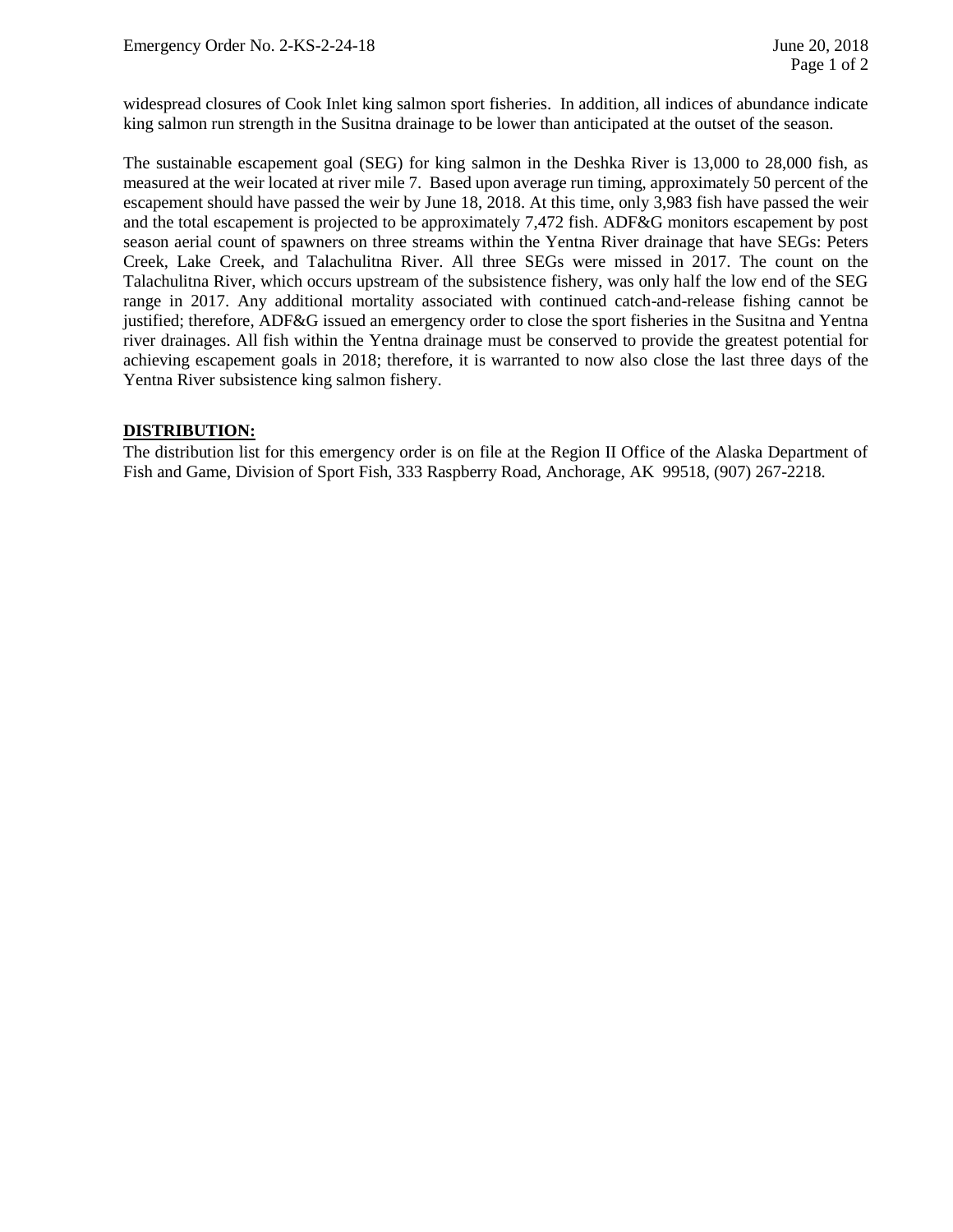widespread closures of Cook Inlet king salmon sport fisheries. In addition, all indices of abundance indicate king salmon run strength in the Susitna drainage to be lower than anticipated at the outset of the season.

The sustainable escapement goal (SEG) for king salmon in the Deshka River is 13,000 to 28,000 fish, as measured at the weir located at river mile 7. Based upon average run timing, approximately 50 percent of the escapement should have passed the weir by June 18, 2018. At this time, only 3,983 fish have passed the weir and the total escapement is projected to be approximately 7,472 fish. ADF&G monitors escapement by post season aerial count of spawners on three streams within the Yentna River drainage that have SEGs: Peters Creek, Lake Creek, and Talachulitna River. All three SEGs were missed in 2017. The count on the Talachulitna River, which occurs upstream of the subsistence fishery, was only half the low end of the SEG range in 2017. Any additional mortality associated with continued catch-and-release fishing cannot be justified; therefore, ADF&G issued an emergency order to close the sport fisheries in the Susitna and Yentna river drainages. All fish within the Yentna drainage must be conserved to provide the greatest potential for achieving escapement goals in 2018; therefore, it is warranted to now also close the last three days of the Yentna River subsistence king salmon fishery.

**DISTRIBUTION:**

The distribution list for this emergency order is on file at the Region II Office of the Alaska Department of Fish and Game, Division of Sport Fish, 333 Raspberry Road, Anchorage, AK 99518, (907) 267-2218.